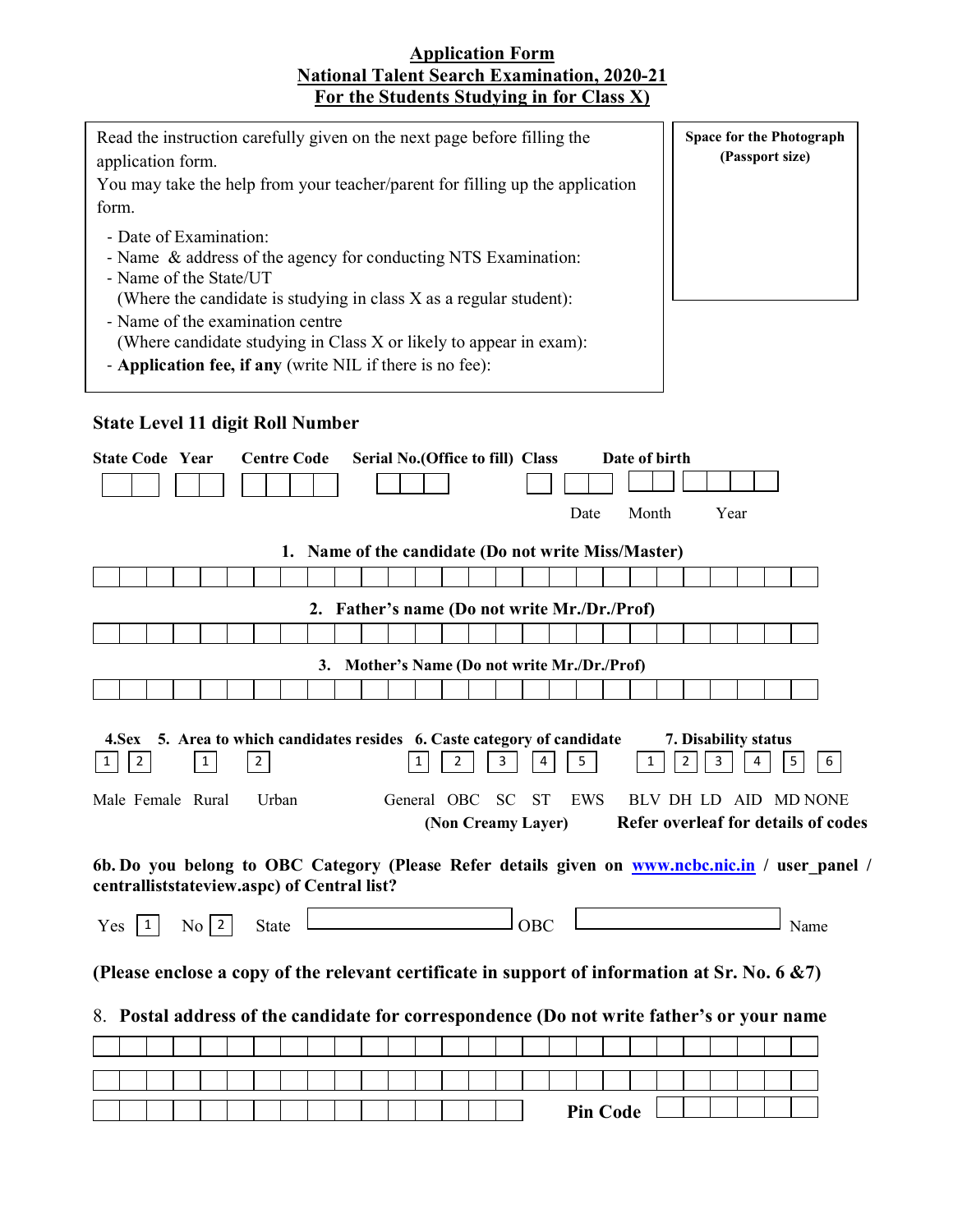# Application Form
# National Talent Search Examination, 2020-21
# For the Students Studying in for Class X)

Read the instruction carefully given on the next page before filling the application form.
You may take the help from your teacher/parent for filling up the application form.

- Date of Examination:
- Name & address of the agency for conducting NTS Examination:
- Name of the State/UT
  (Where the candidate is studying in class X as a regular student):
- Name of the examination centre
  (Where candidate studying in Class X or likely to appear in exam):
- **Application fee, if any** (write NIL if there is no fee):

**Space for the Photograph (Passport size)**

**State Level 11 digit Roll Number**

| State Code | Year | Centre Code | Serial No.(Office to fill) | Class | Date of birth | | |
|---|---|---|---|---|---|---|---|
| | | | | | Date | Month | Year |

**1. Name of the candidate (Do not write Miss/Master)**

**2. Father's name (Do not write Mr./Dr./Prof)**

**3. Mother's Name (Do not write Mr./Dr./Prof)**

**4.Sex**
1 Male 2 Female

**5. Area to which candidates resides**
1 Rural 2 Urban

**6. Caste category of candidate**
1 General 2 OBC (Non Creamy Layer) 3 SC 4 ST 5 EWS

**7. Disability status**
1 BLV 2 DH 3 LD 4 AID 5 MD 6 NONE

**Refer overleaf for details of codes**

**6b. Do you belong to OBC Category (Please Refer details given on www.ncbc.nic.in / user_panel / centralliststateview.aspc) of Central list?**

Yes 1 No 2 State ________ OBC ________ Name

**(Please enclose a copy of the relevant certificate in support of information at Sr. No. 6 &7)**

8. **Postal address of the candidate for correspondence (Do not write father's or your name**

**Pin Code**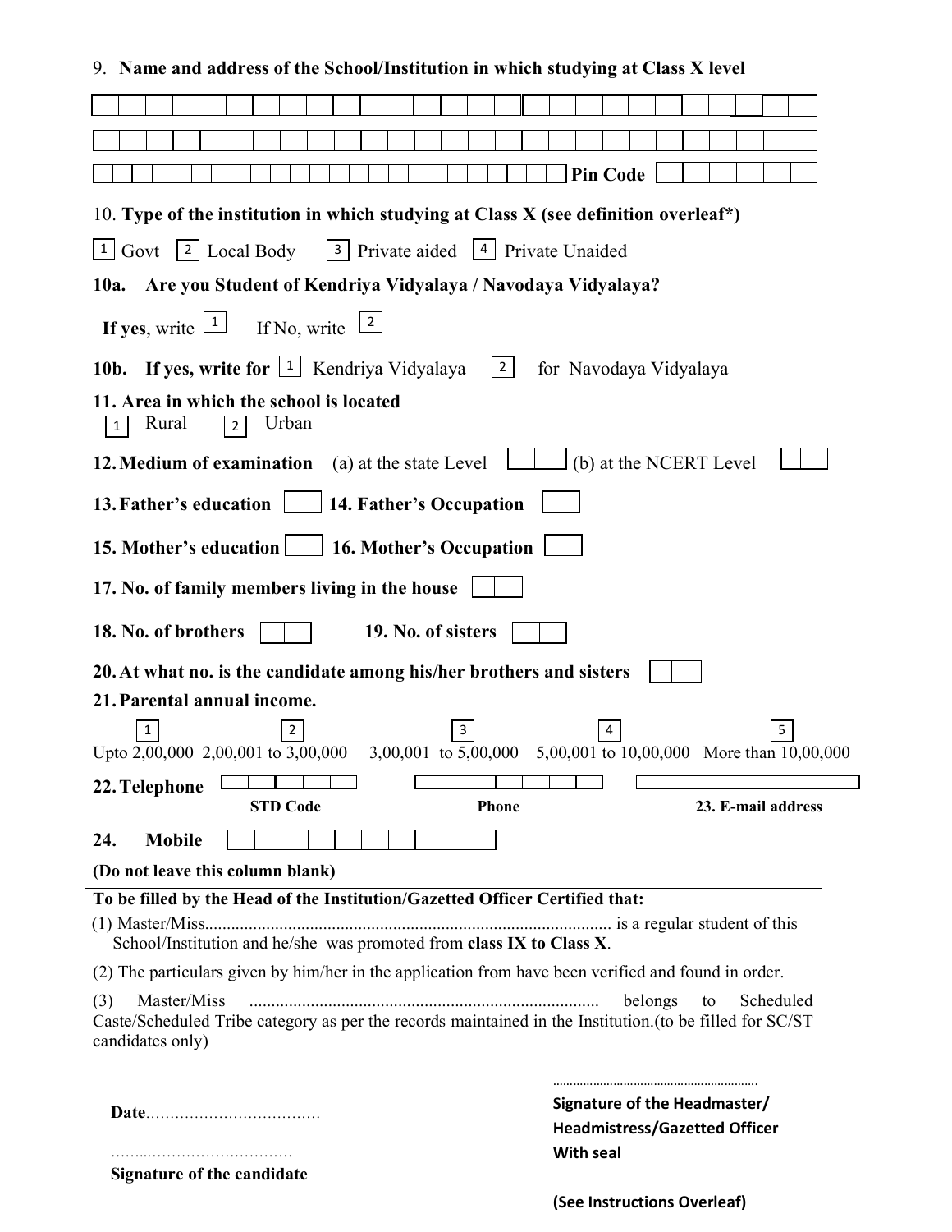9. **Name and address of the School/Institution in which studying at Class X level**

**Pin Code**

10. **Type of the institution in which studying at Class X (see definition overleaf*)**

1 Govt 2 Local Body 3 Private aided 4 Private Unaided

**10a. Are you Student of Kendriya Vidyalaya / Navodaya Vidyalaya?**

**If yes**, write 1 If No, write 2

**10b. If yes, write for** 1 Kendriya Vidyalaya 2 for Navodaya Vidyalaya

**11. Area in which the school is located**

1 Rural 2 Urban

**12. Medium of examination** (a) at the state Level (b) at the NCERT Level

**13. Father's education** **14. Father's Occupation**

**15. Mother's education** **16. Mother's Occupation**

**17. No. of family members living in the house**

**18. No. of brothers** **19. No. of sisters**

**20. At what no. is the candidate among his/her brothers and sisters**

**21. Parental annual income.**

| 1 | 2 | 3 | 4 | 5 |
|---|---|---|---|---|
| Upto 2,00,000 | 2,00,001 to 3,00,000 | 3,00,001 to 5,00,000 | 5,00,001 to 10,00,000 | More than 10,00,000 |

**22. Telephone** **STD Code** **Phone** **23. E-mail address**

**24. Mobile**

**(Do not leave this column blank)**

**To be filled by the Head of the Institution/Gazetted Officer Certified that:**

(1) Master/Miss............................................................................................ is a regular student of this School/Institution and he/she was promoted from **class IX to Class X**.

(2) The particulars given by him/her in the application from have been verified and found in order.

(3) Master/Miss ............................................................................... belongs to Scheduled Caste/Scheduled Tribe category as per the records maintained in the Institution.(to be filled for SC/ST candidates only)

..........................................................

**Signature of the Headmaster/ Headmistress/Gazetted Officer With seal**

**Date**....................................

.........................................

**Signature of the candidate**

**(See Instructions Overleaf)**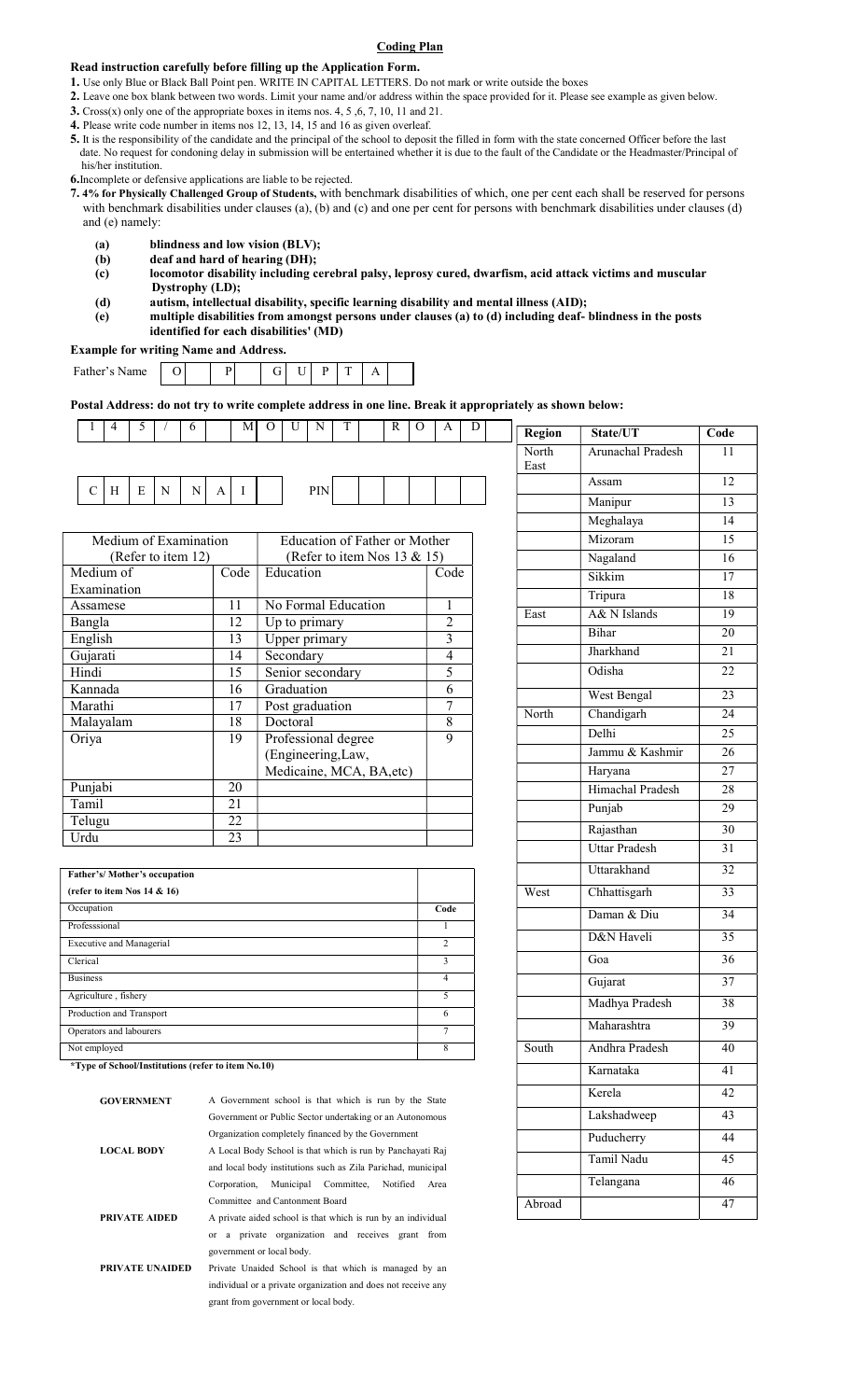## Coding Plan

**Read instruction carefully before filling up the Application Form.**

**1.** Use only Blue or Black Ball Point pen. WRITE IN CAPITAL LETTERS. Do not mark or write outside the boxes

**2.** Leave one box blank between two words. Limit your name and/or address within the space provided for it. Please see example as given below.

**3.** Cross(x) only one of the appropriate boxes in items nos. 4, 5 ,6, 7, 10, 11 and 21.

**4.** Please write code number in items nos 12, 13, 14, 15 and 16 as given overleaf.

**5.** It is the responsibility of the candidate and the principal of the school to deposit the filled in form with the state concerned Officer before the last date. No request for condoning delay in submission will be entertained whether it is due to the fault of the Candidate or the Headmaster/Principal of his/her institution.

**6.** Incomplete or defensive applications are liable to be rejected.

**7. 4% for Physically Challenged Group of Students,** with benchmark disabilities of which, one per cent each shall be reserved for persons with benchmark disabilities under clauses (a), (b) and (c) and one per cent for persons with benchmark disabilities under clauses (d) and (e) namely:

- **(a) blindness and low vision (BLV);**
- **(b) deaf and hard of hearing (DH);**
- **(c) locomotor disability including cerebral palsy, leprosy cured, dwarfism, acid attack victims and muscular Dystrophy (LD);**
- **(d) autism, intellectual disability, specific learning disability and mental illness (AID);**
- **(e) multiple disabilities from amongst persons under clauses (a) to (d) including deaf- blindness in the posts identified for each disabilities' (MD)**

**Example for writing Name and Address.**

| Father's Name | O | | P | | G | U | P | T | A | |
|---|---|---|---|---|---|---|---|---|---|---|

**Postal Address: do not try to write complete address in one line. Break it appropriately as shown below:**

| 1 | 4 | 5 | / | 6 | | M | O | U | N | T | | R | O | A | D |
|---|---|---|---|---|---|---|---|---|---|---|---|---|---|---|---|

| C | H | E | N | N | A | I | | PIN | | | | | | |
|---|---|---|---|---|---|---|---|---|---|---|---|---|---|---|

| Medium of Examination (Refer to item 12) | | Education of Father or Mother (Refer to item Nos 13 & 15) | |
|---|---|---|---|
| Medium of Examination | Code | Education | Code |
| Assamese | 11 | No Formal Education | 1 |
| Bangla | 12 | Up to primary | 2 |
| English | 13 | Upper primary | 3 |
| Gujarati | 14 | Secondary | 4 |
| Hindi | 15 | Senior secondary | 5 |
| Kannada | 16 | Graduation | 6 |
| Marathi | 17 | Post graduation | 7 |
| Malayalam | 18 | Doctoral | 8 |
| Oriya | 19 | Professional degree (Engineering,Law, Medicaine, MCA, BA,etc) | 9 |
| Punjabi | 20 | | |
| Tamil | 21 | | |
| Telugu | 22 | | |
| Urdu | 23 | | |

| Father's/ Mother's occupation (refer to item Nos 14 & 16) | |
|---|---|
| Occupation | Code |
| Professsional | 1 |
| Executive and Managerial | 2 |
| Clerical | 3 |
| Business | 4 |
| Agriculture , fishery | 5 |
| Production and Transport | 6 |
| Operators and labourers | 7 |
| Not employed | 8 |

**\*Type of School/Institutions (refer to item No.10)**

| | |
|---|---|
| **GOVERNMENT** | A Government school is that which is run by the State Government or Public Sector undertaking or an Autonomous Organization completely financed by the Government |
| **LOCAL BODY** | A Local Body School is that which is run by Panchayati Raj and local body institutions such as Zila Parichad, municipal Corporation, Municipal Committee, Notified Area Committee and Cantonment Board |
| **PRIVATE AIDED** | A private aided school is that which is run by an individual or a private organization and receives grant from government or local body. |
| **PRIVATE UNAIDED** | Private Unaided School is that which is managed by an individual or a private organization and does not receive any grant from government or local body. |

| Region | State/UT | Code |
|---|---|---|
| North East | Arunachal Pradesh | 11 |
| | Assam | 12 |
| | Manipur | 13 |
| | Meghalaya | 14 |
| | Mizoram | 15 |
| | Nagaland | 16 |
| | Sikkim | 17 |
| | Tripura | 18 |
| East | A& N Islands | 19 |
| | Bihar | 20 |
| | Jharkhand | 21 |
| | Odisha | 22 |
| | West Bengal | 23 |
| North | Chandigarh | 24 |
| | Delhi | 25 |
| | Jammu & Kashmir | 26 |
| | Haryana | 27 |
| | Himachal Pradesh | 28 |
| | Punjab | 29 |
| | Rajasthan | 30 |
| | Uttar Pradesh | 31 |
| | Uttarakhand | 32 |
| West | Chhattisgarh | 33 |
| | Daman & Diu | 34 |
| | D&N Haveli | 35 |
| | Goa | 36 |
| | Gujarat | 37 |
| | Madhya Pradesh | 38 |
| | Maharashtra | 39 |
| South | Andhra Pradesh | 40 |
| | Karnataka | 41 |
| | Kerela | 42 |
| | Lakshadweep | 43 |
| | Puducherry | 44 |
| | Tamil Nadu | 45 |
| | Telangana | 46 |
| Abroad | | 47 |